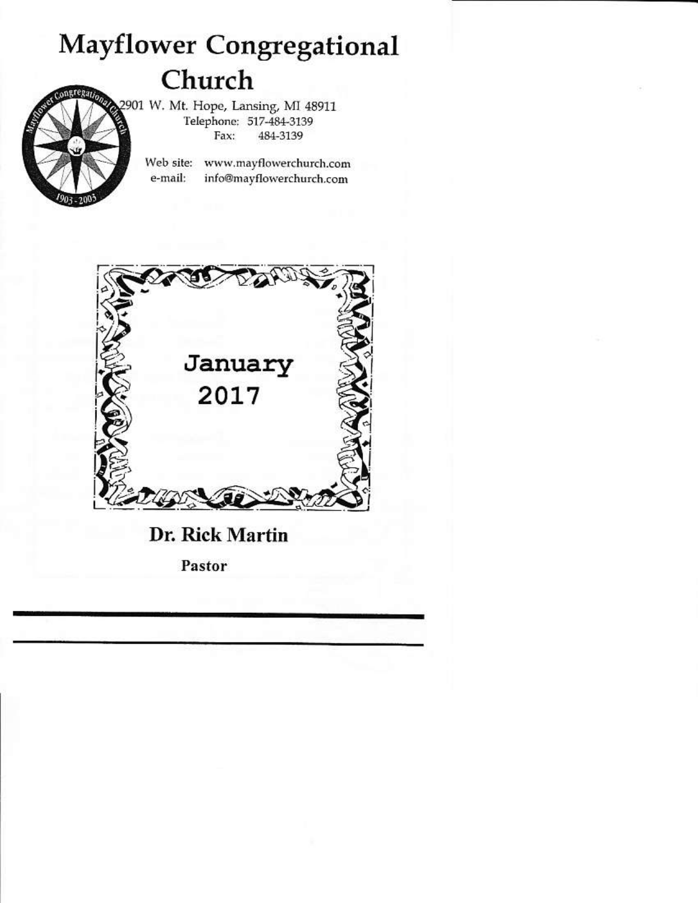# Mayflower Congregational Church

2901 W. Mt. Hope, Lansing, MI 48911

Telephone: 517-484-3139

Fax: 484-3139

Web site: www.mayflowerchurch.com

e-mail: info@mayflowerchurch.com

## January 2017

**Dr. Rick Martin**

**Pastor**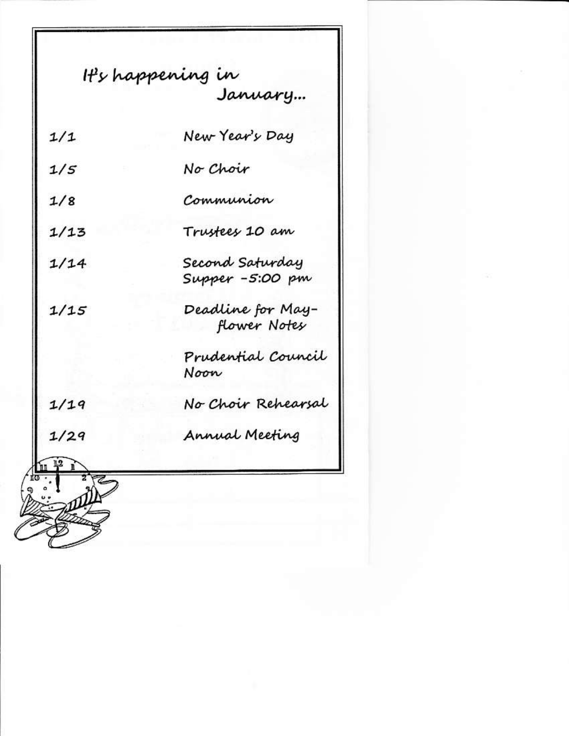# It's happening in January...

| | |
|---|---|
| 1/1 | New Year's Day |
| 1/5 | No Choir |
| 1/8 | Communion |
| 1/13 | Trustees 10 am |
| 1/14 | Second Saturday Supper -5:00 pm |
| 1/15 | Deadline for May-flower Notes |
| | Prudential Council Noon |
| 1/19 | No Choir Rehearsal |
| 1/29 | Annual Meeting |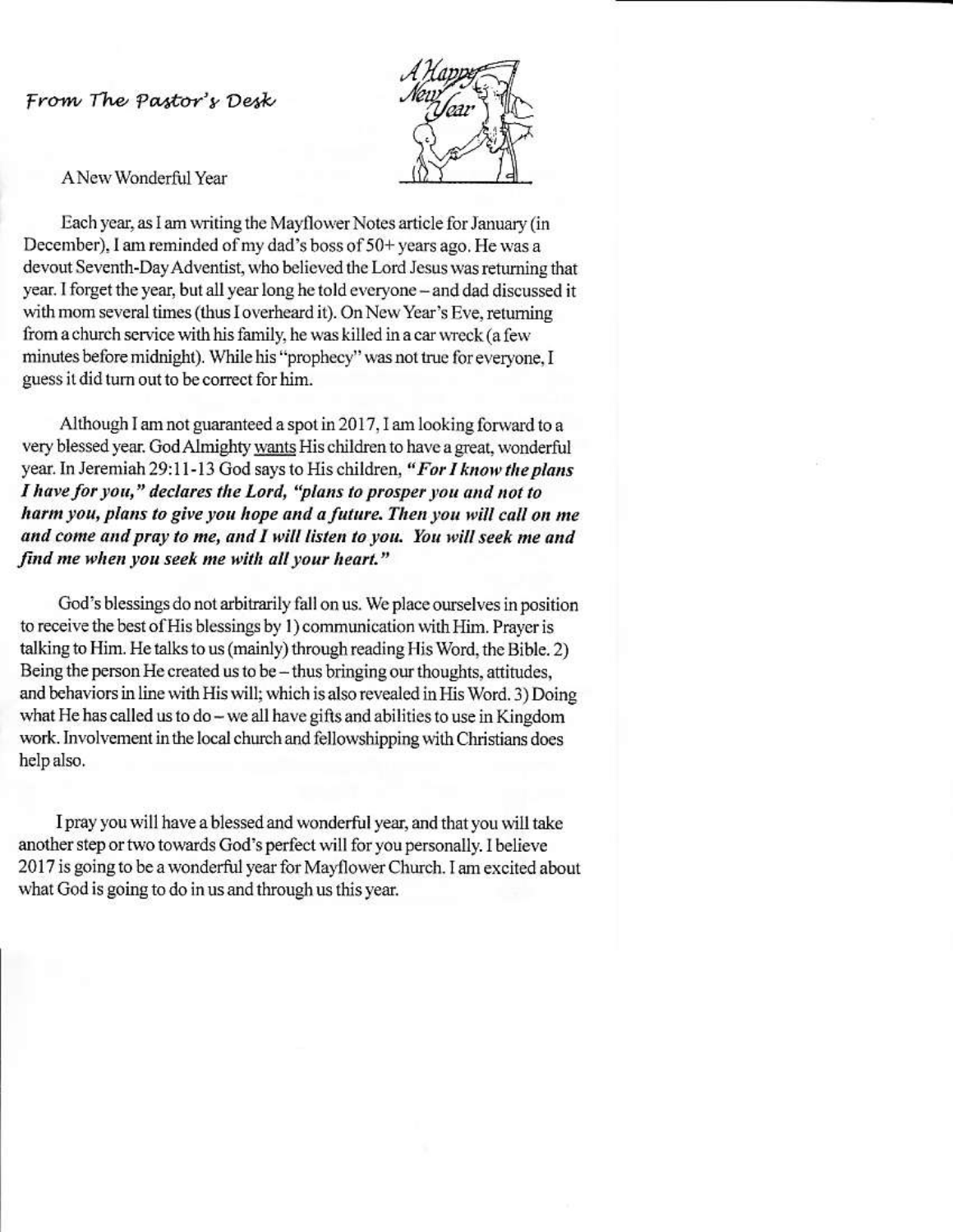## From The Pastor's Desk

### A New Wonderful Year

Each year, as I am writing the Mayflower Notes article for January (in December), I am reminded of my dad's boss of 50+ years ago. He was a devout Seventh-Day Adventist, who believed the Lord Jesus was returning that year. I forget the year, but all year long he told everyone – and dad discussed it with mom several times (thus I overheard it). On New Year's Eve, returning from a church service with his family, he was killed in a car wreck (a few minutes before midnight). While his "prophecy" was not true for everyone, I guess it did turn out to be correct for him.

Although I am not guaranteed a spot in 2017, I am looking forward to a very blessed year. God Almighty wants His children to have a great, wonderful year. In Jeremiah 29:11-13 God says to His children, ***"For I know the plans I have for you," declares the Lord, "plans to prosper you and not to harm you, plans to give you hope and a future. Then you will call on me and come and pray to me, and I will listen to you. You will seek me and find me when you seek me with all your heart."***

God's blessings do not arbitrarily fall on us. We place ourselves in position to receive the best of His blessings by 1) communication with Him. Prayer is talking to Him. He talks to us (mainly) through reading His Word, the Bible. 2) Being the person He created us to be – thus bringing our thoughts, attitudes, and behaviors in line with His will; which is also revealed in His Word. 3) Doing what He has called us to do – we all have gifts and abilities to use in Kingdom work. Involvement in the local church and fellowshipping with Christians does help also.

I pray you will have a blessed and wonderful year, and that you will take another step or two towards God's perfect will for you personally. I believe 2017 is going to be a wonderful year for Mayflower Church. I am excited about what God is going to do in us and through us this year.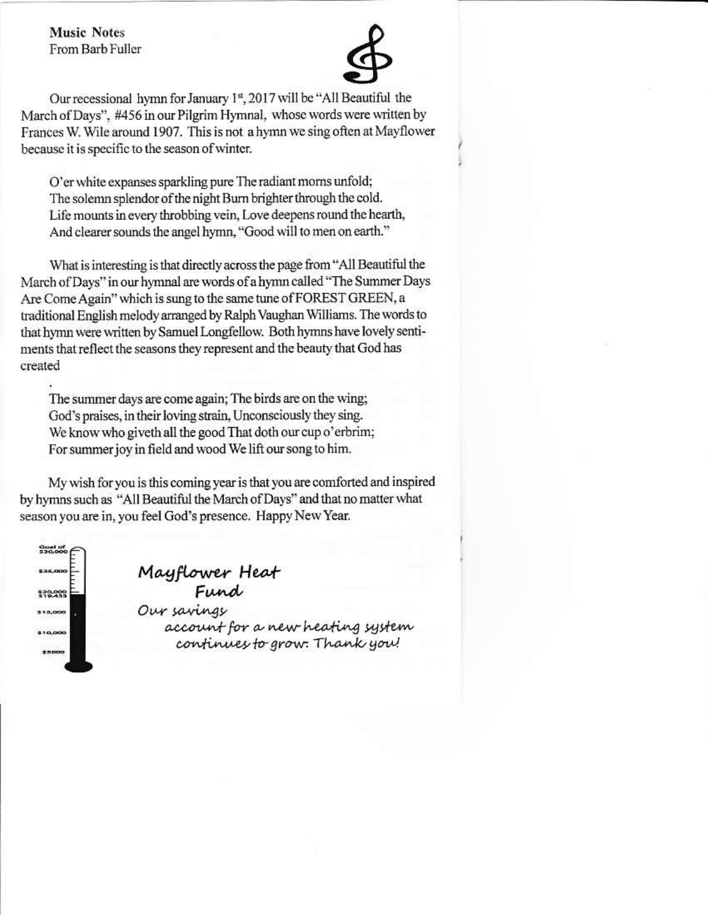**Music Notes**
From Barb Fuller

Our recessional hymn for January 1st, 2017 will be "All Beautiful the March of Days", #456 in our Pilgrim Hymnal, whose words were written by Frances W. Wile around 1907. This is not a hymn we sing often at Mayflower because it is specific to the season of winter.

> O'er white expanses sparkling pure The radiant morns unfold;
> The solemn splendor of the night Burn brighter through the cold.
> Life mounts in every throbbing vein, Love deepens round the hearth,
> And clearer sounds the angel hymn, "Good will to men on earth."

What is interesting is that directly across the page from "All Beautiful the March of Days" in our hymnal are words of a hymn called "The Summer Days Are Come Again" which is sung to the same tune of FOREST GREEN, a traditional English melody arranged by Ralph Vaughan Williams. The words to that hymn were written by Samuel Longfellow. Both hymns have lovely sentiments that reflect the seasons they represent and the beauty that God has created

> The summer days are come again; The birds are on the wing;
> God's praises, in their loving strain, Unconsciously they sing.
> We know who giveth all the good That doth our cup o'erbrim;
> For summer joy in field and wood We lift our song to him.

My wish for you is this coming year is that you are comforted and inspired by hymns such as "All Beautiful the March of Days" and that no matter what season you are in, you feel God's presence. Happy New Year.

Goal of $30,000
$25,000
$20,000
$19,433
$15,000
$10,000
$5000

*Mayflower Heat Fund*

*Our savings account for a new heating system continues to grow. Thank you!*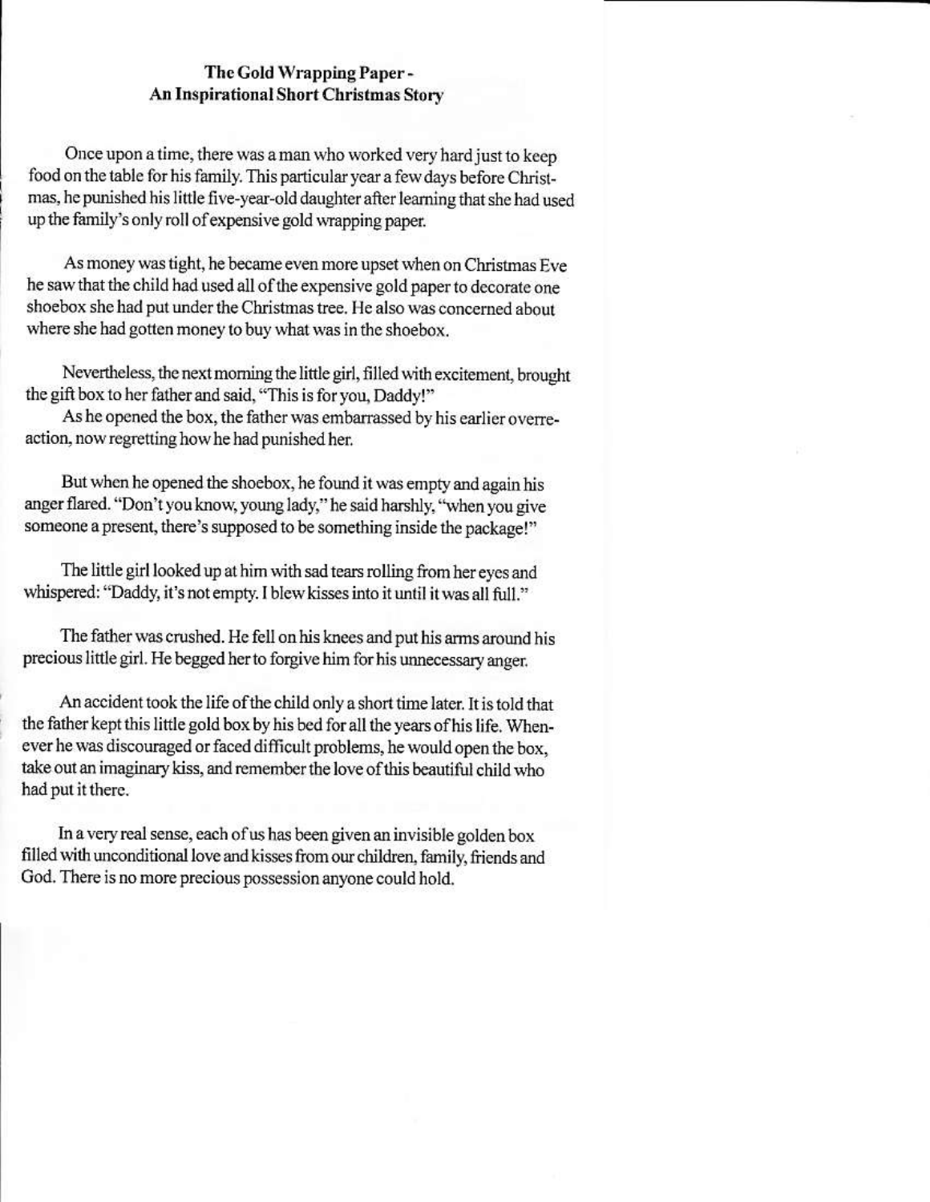## The Gold Wrapping Paper - An Inspirational Short Christmas Story

Once upon a time, there was a man who worked very hard just to keep food on the table for his family. This particular year a few days before Christmas, he punished his little five-year-old daughter after learning that she had used up the family's only roll of expensive gold wrapping paper.

As money was tight, he became even more upset when on Christmas Eve he saw that the child had used all of the expensive gold paper to decorate one shoebox she had put under the Christmas tree. He also was concerned about where she had gotten money to buy what was in the shoebox.

Nevertheless, the next morning the little girl, filled with excitement, brought the gift box to her father and said, "This is for you, Daddy!"

As he opened the box, the father was embarrassed by his earlier overreaction, now regretting how he had punished her.

But when he opened the shoebox, he found it was empty and again his anger flared. "Don't you know, young lady," he said harshly, "when you give someone a present, there's supposed to be something inside the package!"

The little girl looked up at him with sad tears rolling from her eyes and whispered: "Daddy, it's not empty. I blew kisses into it until it was all full."

The father was crushed. He fell on his knees and put his arms around his precious little girl. He begged her to forgive him for his unnecessary anger.

An accident took the life of the child only a short time later. It is told that the father kept this little gold box by his bed for all the years of his life. Whenever he was discouraged or faced difficult problems, he would open the box, take out an imaginary kiss, and remember the love of this beautiful child who had put it there.

In a very real sense, each of us has been given an invisible golden box filled with unconditional love and kisses from our children, family, friends and God. There is no more precious possession anyone could hold.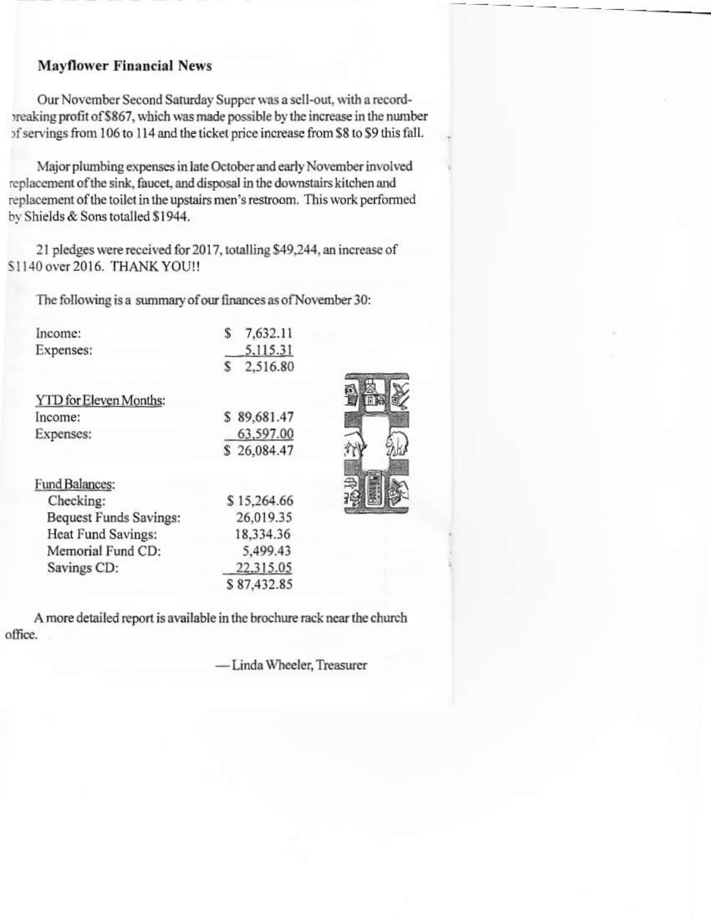## Mayflower Financial News

Our November Second Saturday Supper was a sell-out, with a record-breaking profit of $867, which was made possible by the increase in the number of servings from 106 to 114 and the ticket price increase from $8 to $9 this fall.

Major plumbing expenses in late October and early November involved replacement of the sink, faucet, and disposal in the downstairs kitchen and replacement of the toilet in the upstairs men's restroom. This work performed by Shields & Sons totalled $1944.

21 pledges were received for 2017, totalling $49,244, an increase of $1140 over 2016. THANK YOU!!

The following is a summary of our finances as of November 30:

| | |
|---|---|
| Income: | $ 7,632.11 |
| Expenses: | 5,115.31 |
| | $ 2,516.80 |

| YTD for Eleven Months: | |
|---|---|
| Income: | $ 89,681.47 |
| Expenses: | 63,597.00 |
| | $ 26,084.47 |

| Fund Balances: | |
|---|---|
| Checking: | $ 15,264.66 |
| Bequest Funds Savings: | 26,019.35 |
| Heat Fund Savings: | 18,334.36 |
| Memorial Fund CD: | 5,499.43 |
| Savings CD: | 22,315.05 |
| | $ 87,432.85 |

A more detailed report is available in the brochure rack near the church office.

— Linda Wheeler, Treasurer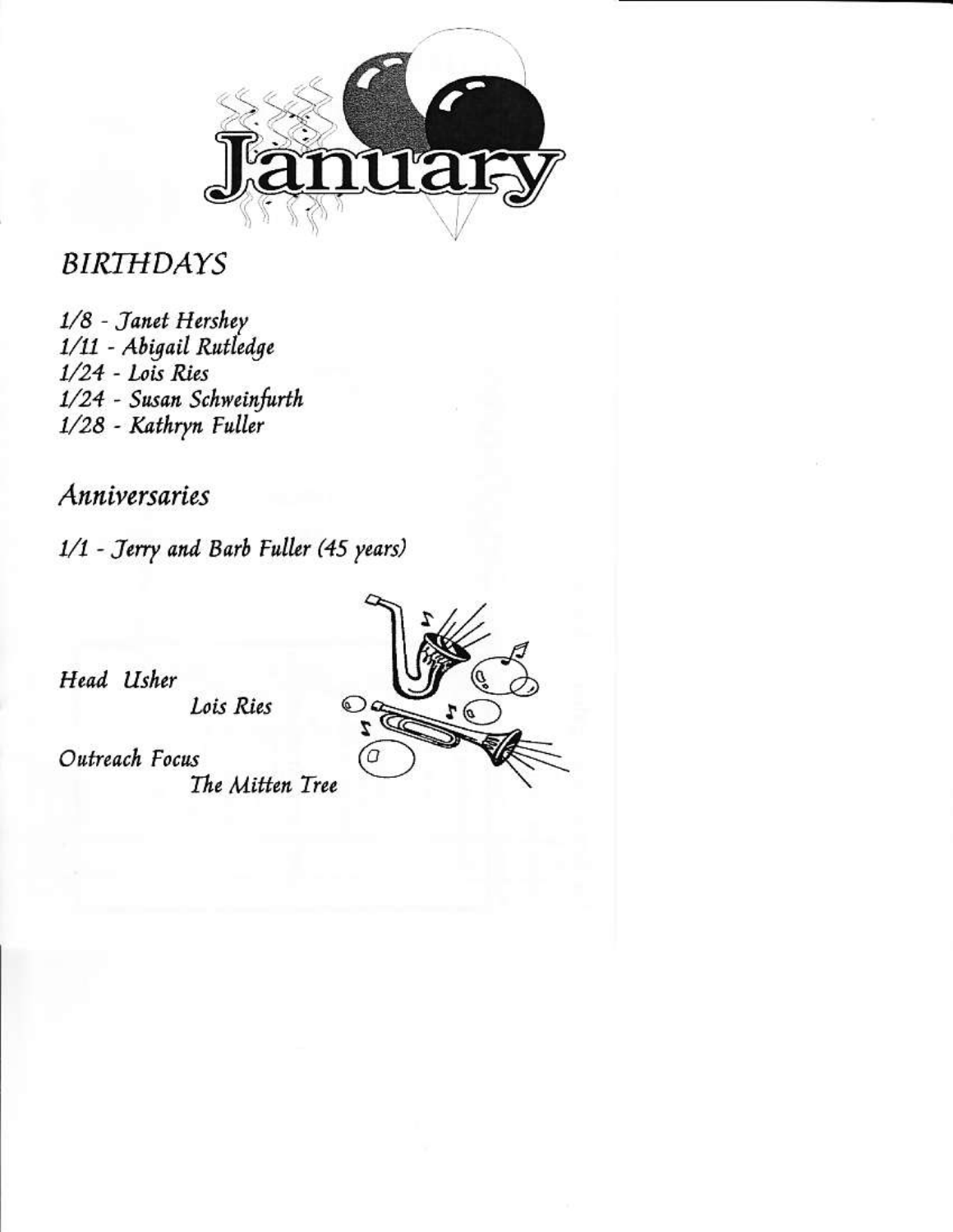# January

## BIRTHDAYS

1/8 - Janet Hershey
1/11 - Abigail Rutledge
1/24 - Lois Ries
1/24 - Susan Schweinfurth
1/28 - Kathryn Fuller

## Anniversaries

1/1 - Jerry and Barb Fuller (45 years)

*Head Usher*
Lois Ries

*Outreach Focus*
The Mitten Tree